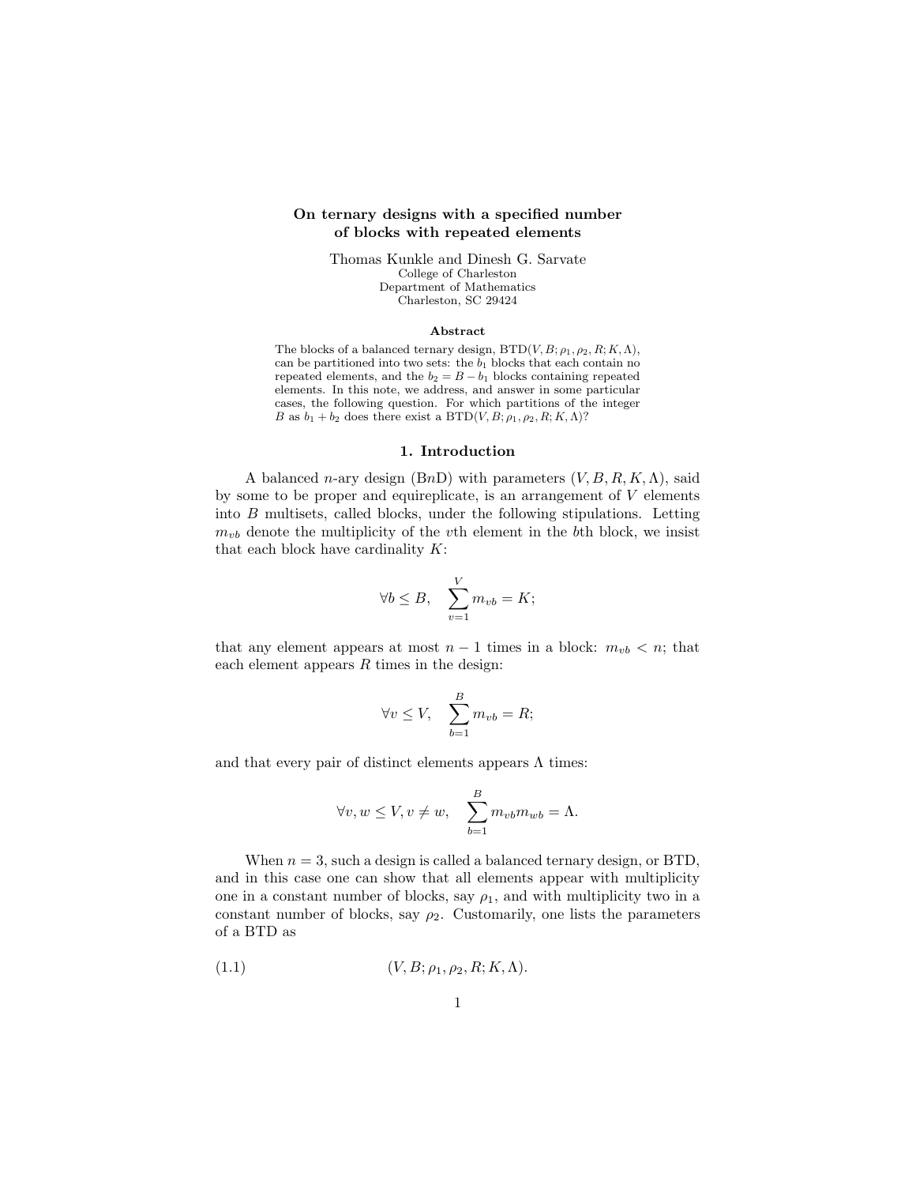# On ternary designs with a specified number of blocks with repeated elements

Thomas Kunkle and Dinesh G. Sarvate
College of Charleston
Department of Mathematics
Charleston, SC 29424

### Abstract

The blocks of a balanced ternary design, BTD$(V, B; \rho_1, \rho_2, R; K, \Lambda)$, can be partitioned into two sets: the $b_1$ blocks that each contain no repeated elements, and the $b_2 = B - b_1$ blocks containing repeated elements. In this note, we address, and answer in some particular cases, the following question. For which partitions of the integer $B$ as $b_1 + b_2$ does there exist a BTD$(V, B; \rho_1, \rho_2, R; K, \Lambda)$?

## 1. Introduction

A balanced $n$-ary design (B$n$D) with parameters $(V, B, R, K, \Lambda)$, said by some to be proper and equireplicate, is an arrangement of $V$ elements into $B$ multisets, called blocks, under the following stipulations. Letting $m_{vb}$ denote the multiplicity of the $v$th element in the $b$th block, we insist that each block have cardinality $K$:

$$\forall b \leq B, \quad \sum_{v=1}^{V} m_{vb} = K;$$

that any element appears at most $n-1$ times in a block: $m_{vb} < n$; that each element appears $R$ times in the design:

$$\forall v \leq V, \quad \sum_{b=1}^{B} m_{vb} = R;$$

and that every pair of distinct elements appears $\Lambda$ times:

$$\forall v, w \leq V, v \neq w, \quad \sum_{b=1}^{B} m_{vb} m_{wb} = \Lambda.$$

When $n = 3$, such a design is called a balanced ternary design, or BTD, and in this case one can show that all elements appear with multiplicity one in a constant number of blocks, say $\rho_1$, and with multiplicity two in a constant number of blocks, say $\rho_2$. Customarily, one lists the parameters of a BTD as

$$(V, B; \rho_1, \rho_2, R; K, \Lambda). \tag{1.1}$$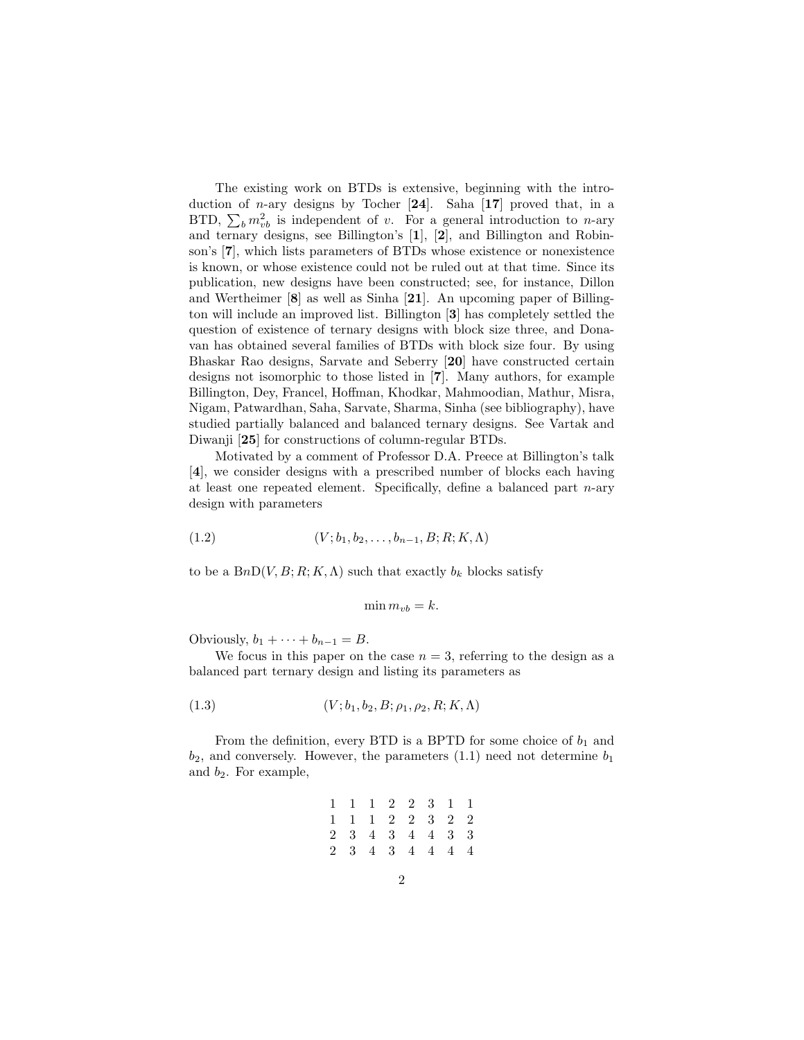The existing work on BTDs is extensive, beginning with the introduction of $n$-ary designs by Tocher [**24**]. Saha [**17**] proved that, in a BTD, $\sum_b m_{vb}^2$ is independent of $v$. For a general introduction to $n$-ary and ternary designs, see Billington's [**1**], [**2**], and Billington and Robinson's [**7**], which lists parameters of BTDs whose existence or nonexistence is known, or whose existence could not be ruled out at that time. Since its publication, new designs have been constructed; see, for instance, Dillon and Wertheimer [**8**] as well as Sinha [**21**]. An upcoming paper of Billington will include an improved list. Billington [**3**] has completely settled the question of existence of ternary designs with block size three, and Donavan has obtained several families of BTDs with block size four. By using Bhaskar Rao designs, Sarvate and Seberry [**20**] have constructed certain designs not isomorphic to those listed in [**7**]. Many authors, for example Billington, Dey, Francel, Hoffman, Khodkar, Mahmoodian, Mathur, Misra, Nigam, Patwardhan, Saha, Sarvate, Sharma, Sinha (see bibliography), have studied partially balanced and balanced ternary designs. See Vartak and Diwanji [**25**] for constructions of column-regular BTDs.

Motivated by a comment of Professor D.A. Preece at Billington's talk [**4**], we consider designs with a prescribed number of blocks each having at least one repeated element. Specifically, define a balanced part $n$-ary design with parameters

$$(V; b_1, b_2, \ldots, b_{n-1}, B; R; K, \Lambda) \tag{1.2}$$

to be a B$n$D$(V, B; R; K, \Lambda)$ such that exactly $b_k$ blocks satisfy

$$\min m_{vb} = k.$$

Obviously, $b_1 + \cdots + b_{n-1} = B$.

We focus in this paper on the case $n = 3$, referring to the design as a balanced part ternary design and listing its parameters as

$$(V; b_1, b_2, B; \rho_1, \rho_2, R; K, \Lambda) \tag{1.3}$$

From the definition, every BTD is a BPTD for some choice of $b_1$ and $b_2$, and conversely. However, the parameters (1.1) need not determine $b_1$ and $b_2$. For example,

$$\begin{array}{cccccccc}
1 & 1 & 1 & 2 & 2 & 3 & 1 & 1 \\
1 & 1 & 1 & 2 & 2 & 3 & 2 & 2 \\
2 & 3 & 4 & 3 & 4 & 4 & 3 & 3 \\
2 & 3 & 4 & 3 & 4 & 4 & 4 & 4
\end{array}$$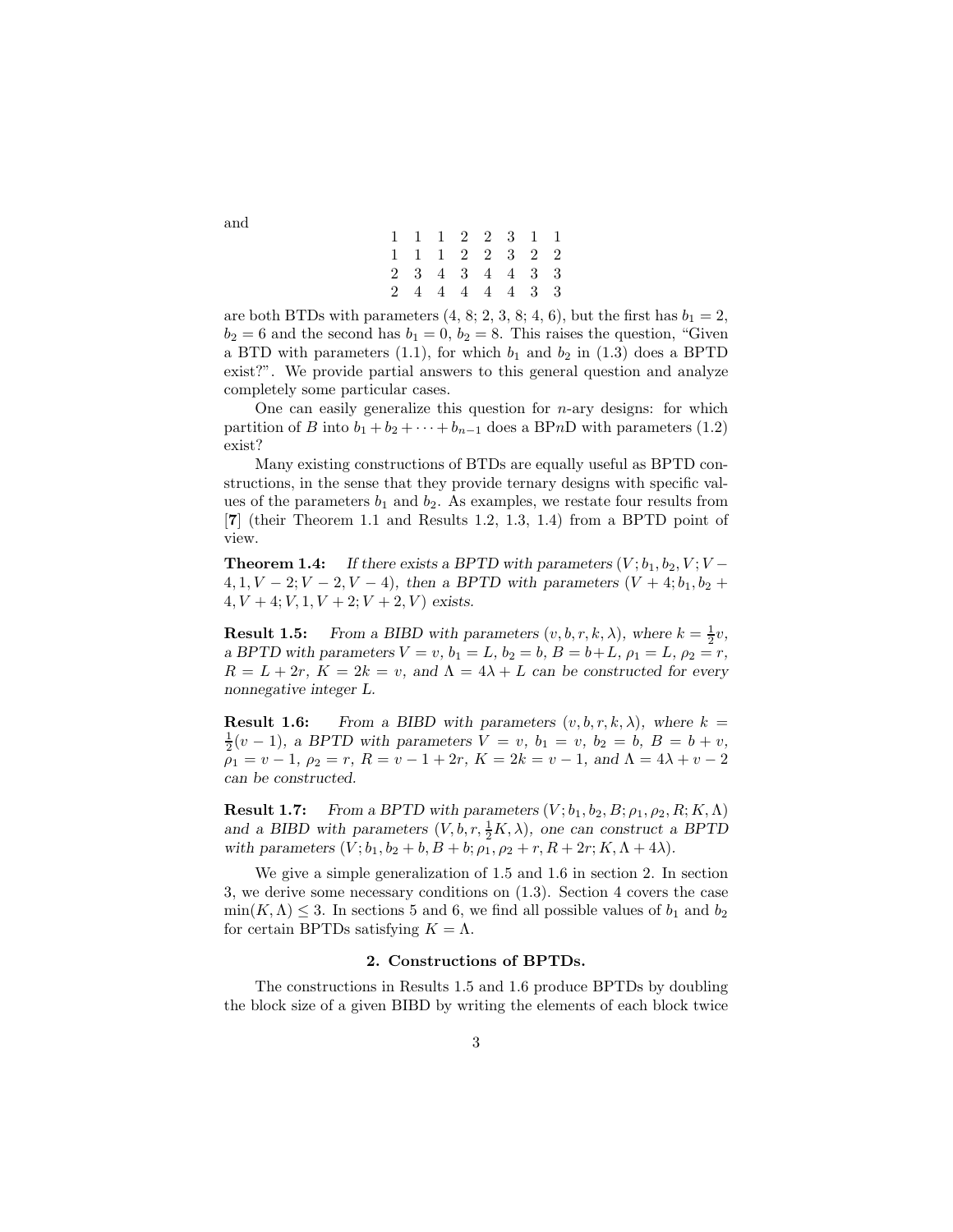and

$$
\begin{array}{cccccccc}
1 & 1 & 1 & 2 & 2 & 3 & 1 & 1 \\
1 & 1 & 1 & 2 & 2 & 3 & 2 & 2 \\
2 & 3 & 4 & 3 & 4 & 4 & 3 & 3 \\
2 & 4 & 4 & 4 & 4 & 4 & 3 & 3
\end{array}
$$

are both BTDs with parameters (4, 8; 2, 3, 8; 4, 6), but the first has $b_1 = 2$, $b_2 = 6$ and the second has $b_1 = 0$, $b_2 = 8$. This raises the question, "Given a BTD with parameters (1.1), for which $b_1$ and $b_2$ in (1.3) does a BPTD exist?". We provide partial answers to this general question and analyze completely some particular cases.

One can easily generalize this question for $n$-ary designs: for which partition of $B$ into $b_1 + b_2 + \cdots + b_{n-1}$ does a BP$n$D with parameters (1.2) exist?

Many existing constructions of BTDs are equally useful as BPTD constructions, in the sense that they provide ternary designs with specific values of the parameters $b_1$ and $b_2$. As examples, we restate four results from [**7**] (their Theorem 1.1 and Results 1.2, 1.3, 1.4) from a BPTD point of view.

**Theorem 1.4:** *If there exists a BPTD with parameters $(V; b_1, b_2, V; V-4, 1, V-2; V-2, V-4)$, then a BPTD with parameters $(V+4; b_1, b_2+4, V+4; V, 1, V+2; V+2, V)$ exists.*

**Result 1.5:** *From a BIBD with parameters $(v, b, r, k, \lambda)$, where $k = \frac{1}{2}v$, a BPTD with parameters $V = v$, $b_1 = L$, $b_2 = b$, $B = b+L$, $\rho_1 = L$, $\rho_2 = r$, $R = L + 2r$, $K = 2k = v$, and $\Lambda = 4\lambda + L$ can be constructed for every nonnegative integer $L$.*

**Result 1.6:** *From a BIBD with parameters $(v, b, r, k, \lambda)$, where $k = \frac{1}{2}(v-1)$, a BPTD with parameters $V = v$, $b_1 = v$, $b_2 = b$, $B = b+v$, $\rho_1 = v-1$, $\rho_2 = r$, $R = v-1+2r$, $K = 2k = v-1$, and $\Lambda = 4\lambda + v - 2$ can be constructed.*

**Result 1.7:** *From a BPTD with parameters $(V; b_1, b_2, B; \rho_1, \rho_2, R; K, \Lambda)$ and a BIBD with parameters $(V, b, r, \frac{1}{2}K, \lambda)$, one can construct a BPTD with parameters $(V; b_1, b_2+b, B+b; \rho_1, \rho_2+r, R+2r; K, \Lambda+4\lambda)$.*

We give a simple generalization of 1.5 and 1.6 in section 2. In section 3, we derive some necessary conditions on (1.3). Section 4 covers the case $\min(K, \Lambda) \leq 3$. In sections 5 and 6, we find all possible values of $b_1$ and $b_2$ for certain BPTDs satisfying $K = \Lambda$.

## 2. Constructions of BPTDs.

The constructions in Results 1.5 and 1.6 produce BPTDs by doubling the block size of a given BIBD by writing the elements of each block twice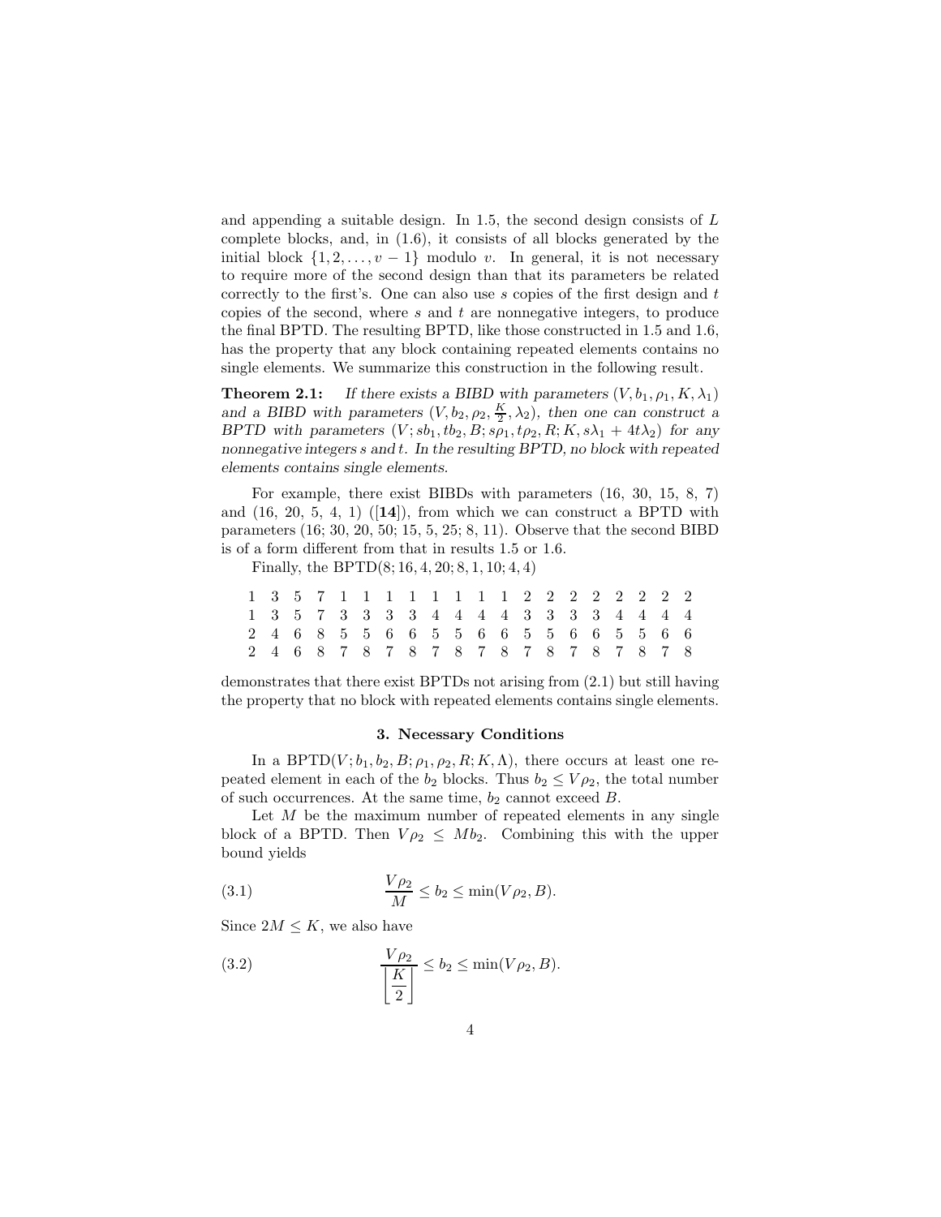and appending a suitable design. In 1.5, the second design consists of $L$ complete blocks, and, in (1.6), it consists of all blocks generated by the initial block $\{1, 2, \ldots, v-1\}$ modulo $v$. In general, it is not necessary to require more of the second design than that its parameters be related correctly to the first's. One can also use $s$ copies of the first design and $t$ copies of the second, where $s$ and $t$ are nonnegative integers, to produce the final BPTD. The resulting BPTD, like those constructed in 1.5 and 1.6, has the property that any block containing repeated elements contains no single elements. We summarize this construction in the following result.

**Theorem 2.1:** *If there exists a BIBD with parameters $(V, b_1, \rho_1, K, \lambda_1)$ and a BIBD with parameters $(V, b_2, \rho_2, \frac{K}{2}, \lambda_2)$, then one can construct a BPTD with parameters $(V; sb_1, tb_2, B; s\rho_1, t\rho_2, R; K, s\lambda_1 + 4t\lambda_2)$ for any nonnegative integers $s$ and $t$. In the resulting BPTD, no block with repeated elements contains single elements.*

For example, there exist BIBDs with parameters (16, 30, 15, 8, 7) and (16, 20, 5, 4, 1) ([**14**]), from which we can construct a BPTD with parameters (16; 30, 20, 50; 15, 5, 25; 8, 11). Observe that the second BIBD is of a form different from that in results 1.5 or 1.6.

Finally, the BPTD$(8; 16, 4, 20; 8, 1, 10; 4, 4)$

```
1 3 5 7 1 1 1 1 1 1 1 1 2 2 2 2 2 2 2 2
1 3 5 7 3 3 3 3 4 4 4 4 3 3 3 3 4 4 4 4
2 4 6 8 5 5 6 6 5 5 6 6 5 5 6 6 5 5 6 6
2 4 6 8 7 8 7 8 7 8 7 8 7 8 7 8 7 8 7 8
```

demonstrates that there exist BPTDs not arising from (2.1) but still having the property that no block with repeated elements contains single elements.

## 3. Necessary Conditions

In a BPTD$(V; b_1, b_2, B; \rho_1, \rho_2, R; K, \Lambda)$, there occurs at least one repeated element in each of the $b_2$ blocks. Thus $b_2 \leq V\rho_2$, the total number of such occurrences. At the same time, $b_2$ cannot exceed $B$.

Let $M$ be the maximum number of repeated elements in any single block of a BPTD. Then $V\rho_2 \leq Mb_2$. Combining this with the upper bound yields

$$\frac{V\rho_2}{M} \leq b_2 \leq \min(V\rho_2, B). \tag{3.1}$$

Since $2M \leq K$, we also have

$$\frac{V\rho_2}{\left\lfloor \dfrac{K}{2} \right\rfloor} \leq b_2 \leq \min(V\rho_2, B). \tag{3.2}$$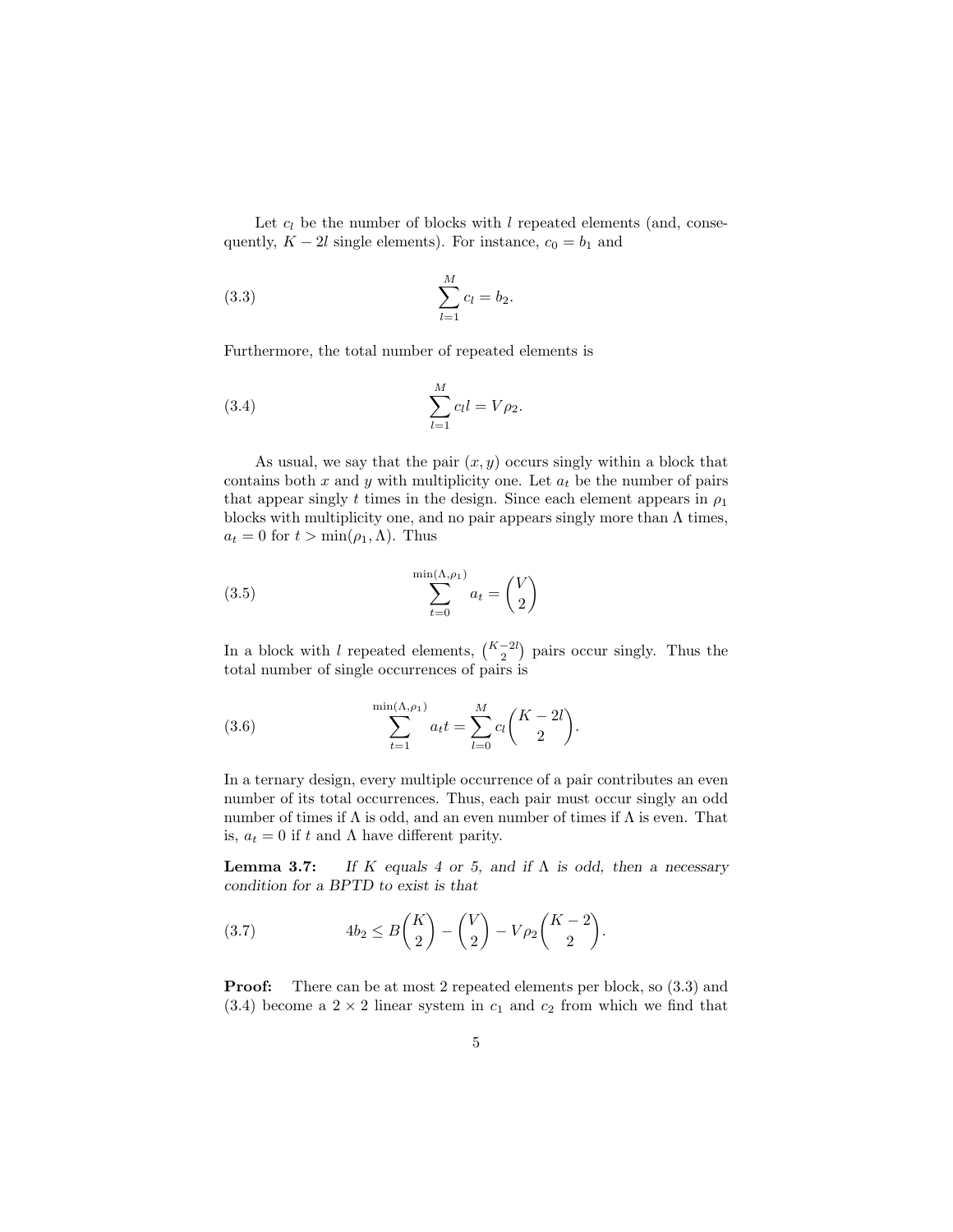Let $c_l$ be the number of blocks with $l$ repeated elements (and, consequently, $K-2l$ single elements). For instance, $c_0 = b_1$ and

$$\sum_{l=1}^{M} c_l = b_2. \tag{3.3}$$

Furthermore, the total number of repeated elements is

$$\sum_{l=1}^{M} c_l l = V\rho_2. \tag{3.4}$$

As usual, we say that the pair $(x, y)$ occurs singly within a block that contains both $x$ and $y$ with multiplicity one. Let $a_t$ be the number of pairs that appear singly $t$ times in the design. Since each element appears in $\rho_1$ blocks with multiplicity one, and no pair appears singly more than $\Lambda$ times, $a_t = 0$ for $t > \min(\rho_1, \Lambda)$. Thus

$$\sum_{t=0}^{\min(\Lambda,\rho_1)} a_t = \binom{V}{2} \tag{3.5}$$

In a block with $l$ repeated elements, $\binom{K-2l}{2}$ pairs occur singly. Thus the total number of single occurrences of pairs is

$$\sum_{t=1}^{\min(\Lambda,\rho_1)} a_t t = \sum_{l=0}^{M} c_l \binom{K-2l}{2}. \tag{3.6}$$

In a ternary design, every multiple occurrence of a pair contributes an even number of its total occurrences. Thus, each pair must occur singly an odd number of times if $\Lambda$ is odd, and an even number of times if $\Lambda$ is even. That is, $a_t = 0$ if $t$ and $\Lambda$ have different parity.

**Lemma 3.7:** *If $K$ equals 4 or 5, and if $\Lambda$ is odd, then a necessary condition for a BPTD to exist is that*

$$4b_2 \le B\binom{K}{2} - \binom{V}{2} - V\rho_2\binom{K-2}{2}. \tag{3.7}$$

**Proof:** There can be at most 2 repeated elements per block, so (3.3) and (3.4) become a $2 \times 2$ linear system in $c_1$ and $c_2$ from which we find that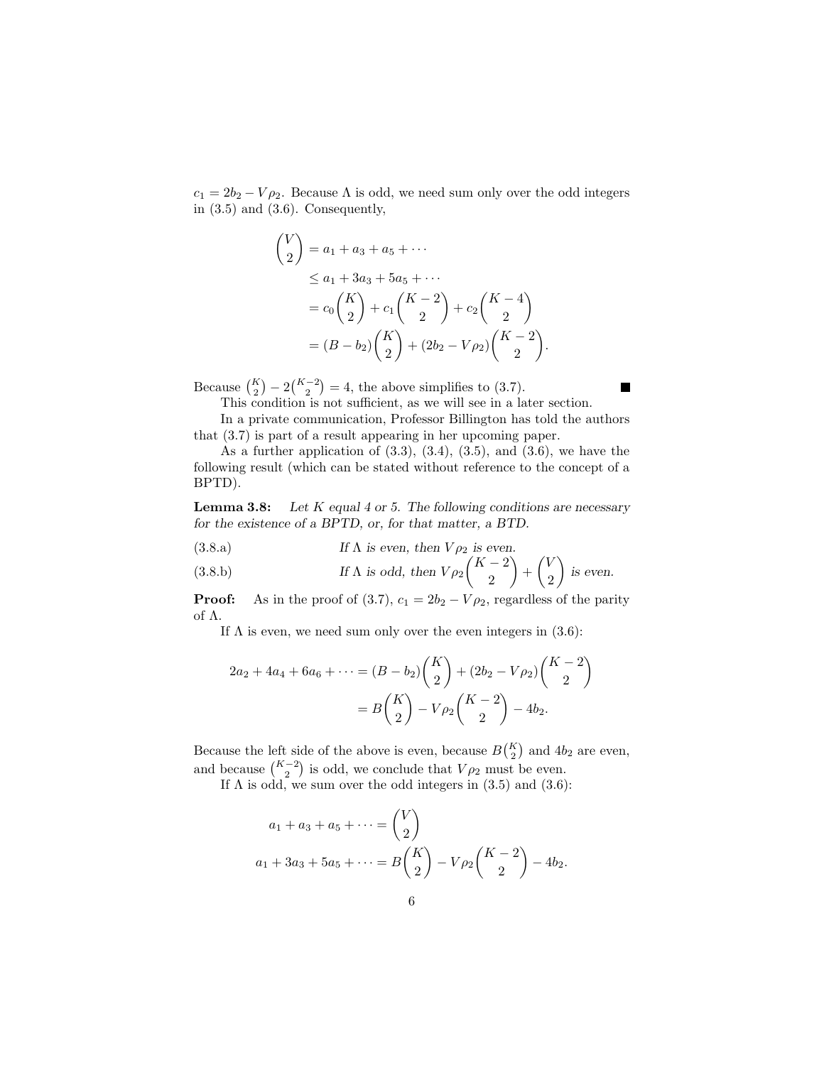$c_1 = 2b_2 - V\rho_2$. Because $\Lambda$ is odd, we need sum only over the odd integers in (3.5) and (3.6). Consequently,

$$\begin{aligned}
\binom{V}{2} &= a_1 + a_3 + a_5 + \cdots \\
&\leq a_1 + 3a_3 + 5a_5 + \cdots \\
&= c_0\binom{K}{2} + c_1\binom{K-2}{2} + c_2\binom{K-4}{2} \\
&= (B - b_2)\binom{K}{2} + (2b_2 - V\rho_2)\binom{K-2}{2}.
\end{aligned}$$

Because $\binom{K}{2} - 2\binom{K-2}{2} = 4$, the above simplifies to (3.7). ∎

This condition is not sufficient, as we will see in a later section.

In a private communication, Professor Billington has told the authors that (3.7) is part of a result appearing in her upcoming paper.

As a further application of (3.3), (3.4), (3.5), and (3.6), we have the following result (which can be stated without reference to the concept of a BPTD).

**Lemma 3.8:** *Let $K$ equal 4 or 5. The following conditions are necessary for the existence of a BPTD, or, for that matter, a BTD.*

(3.8.a) *If $\Lambda$ is even, then $V\rho_2$ is even.*

(3.8.b) *If $\Lambda$ is odd, then $V\rho_2\binom{K-2}{2} + \binom{V}{2}$ is even.*

**Proof:** As in the proof of (3.7), $c_1 = 2b_2 - V\rho_2$, regardless of the parity of $\Lambda$.

If $\Lambda$ is even, we need sum only over the even integers in (3.6):

$$\begin{aligned}
2a_2 + 4a_4 + 6a_6 + \cdots &= (B - b_2)\binom{K}{2} + (2b_2 - V\rho_2)\binom{K-2}{2} \\
&= B\binom{K}{2} - V\rho_2\binom{K-2}{2} - 4b_2.
\end{aligned}$$

Because the left side of the above is even, because $B\binom{K}{2}$ and $4b_2$ are even, and because $\binom{K-2}{2}$ is odd, we conclude that $V\rho_2$ must be even.

If $\Lambda$ is odd, we sum over the odd integers in (3.5) and (3.6):

$$\begin{aligned}
a_1 + a_3 + a_5 + \cdots &= \binom{V}{2} \\
a_1 + 3a_3 + 5a_5 + \cdots &= B\binom{K}{2} - V\rho_2\binom{K-2}{2} - 4b_2.
\end{aligned}$$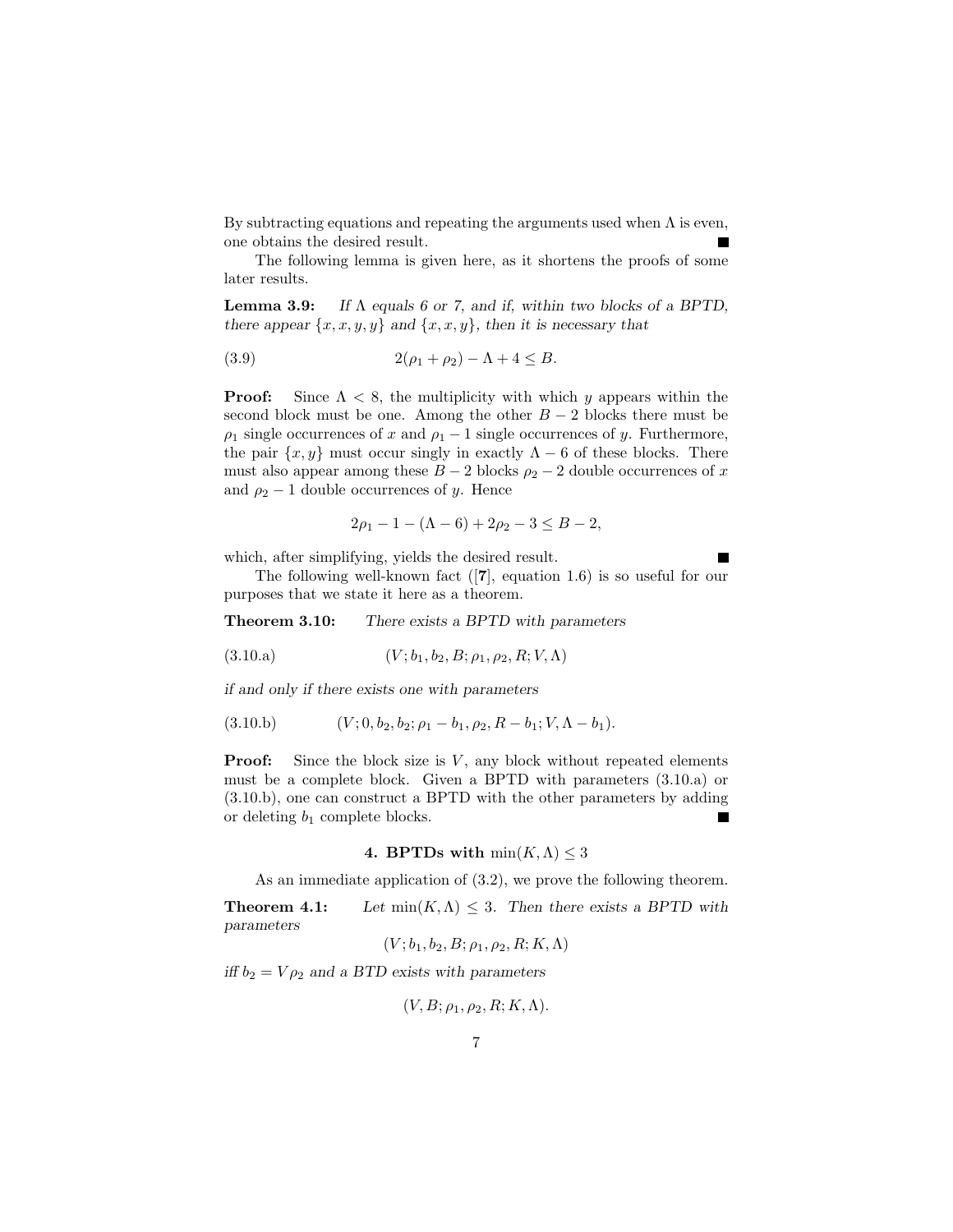By subtracting equations and repeating the arguments used when $\Lambda$ is even, one obtains the desired result. ∎

The following lemma is given here, as it shortens the proofs of some later results.

**Lemma 3.9:** *If $\Lambda$ equals 6 or 7, and if, within two blocks of a BPTD, there appear $\{x, x, y, y\}$ and $\{x, x, y\}$, then it is necessary that*

$$2(\rho_1 + \rho_2) - \Lambda + 4 \leq B. \tag{3.9}$$

**Proof:** Since $\Lambda < 8$, the multiplicity with which $y$ appears within the second block must be one. Among the other $B - 2$ blocks there must be $\rho_1$ single occurrences of $x$ and $\rho_1 - 1$ single occurrences of $y$. Furthermore, the pair $\{x, y\}$ must occur singly in exactly $\Lambda - 6$ of these blocks. There must also appear among these $B - 2$ blocks $\rho_2 - 2$ double occurrences of $x$ and $\rho_2 - 1$ double occurrences of $y$. Hence

$$2\rho_1 - 1 - (\Lambda - 6) + 2\rho_2 - 3 \leq B - 2,$$

which, after simplifying, yields the desired result. ∎

The following well-known fact ([**7**], equation 1.6) is so useful for our purposes that we state it here as a theorem.

**Theorem 3.10:** *There exists a BPTD with parameters*

$$(V; b_1, b_2, B; \rho_1, \rho_2, R; V, \Lambda) \tag{3.10.a}$$

*if and only if there exists one with parameters*

$$(V; 0, b_2, b_2; \rho_1 - b_1, \rho_2, R - b_1; V, \Lambda - b_1). \tag{3.10.b}$$

**Proof:** Since the block size is $V$, any block without repeated elements must be a complete block. Given a BPTD with parameters (3.10.a) or (3.10.b), one can construct a BPTD with the other parameters by adding or deleting $b_1$ complete blocks. ∎

## 4. BPTDs with $\min(K, \Lambda) \leq 3$

As an immediate application of (3.2), we prove the following theorem.

**Theorem 4.1:** *Let $\min(K, \Lambda) \leq 3$. Then there exists a BPTD with parameters*

$$(V; b_1, b_2, B; \rho_1, \rho_2, R; K, \Lambda)$$

*iff $b_2 = V\rho_2$ and a BTD exists with parameters*

$$(V, B; \rho_1, \rho_2, R; K, \Lambda).$$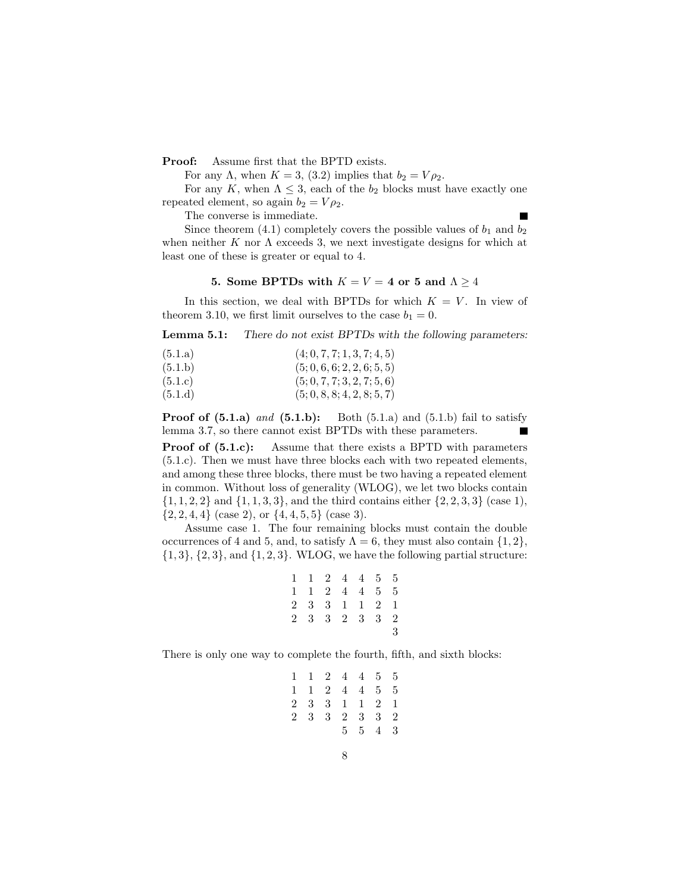**Proof:** Assume first that the BPTD exists.

For any $\Lambda$, when $K = 3$, (3.2) implies that $b_2 = V\rho_2$.

For any $K$, when $\Lambda \leq 3$, each of the $b_2$ blocks must have exactly one repeated element, so again $b_2 = V\rho_2$.

The converse is immediate. ■

Since theorem (4.1) completely covers the possible values of $b_1$ and $b_2$ when neither $K$ nor $\Lambda$ exceeds 3, we next investigate designs for which at least one of these is greater or equal to 4.

## 5. Some BPTDs with $K = V = 4$ or $5$ and $\Lambda \geq 4$

In this section, we deal with BPTDs for which $K = V$. In view of theorem 3.10, we first limit ourselves to the case $b_1 = 0$.

**Lemma 5.1:** *There do not exist BPTDs with the following parameters:*

(5.1.a) $(4; 0, 7, 7; 1, 3, 7; 4, 5)$

(5.1.b) $(5; 0, 6, 6; 2, 2, 6; 5, 5)$

(5.1.c) $(5; 0, 7, 7; 3, 2, 7; 5, 6)$

(5.1.d) $(5; 0, 8, 8; 4, 2, 8; 5, 7)$

**Proof of (5.1.a)** *and* **(5.1.b):** Both (5.1.a) and (5.1.b) fail to satisfy lemma 3.7, so there cannot exist BPTDs with these parameters. ■

**Proof of (5.1.c):** Assume that there exists a BPTD with parameters (5.1.c). Then we must have three blocks each with two repeated elements, and among these three blocks, there must be two having a repeated element in common. Without loss of generality (WLOG), we let two blocks contain $\{1, 1, 2, 2\}$ and $\{1, 1, 3, 3\}$, and the third contains either $\{2, 2, 3, 3\}$ (case 1), $\{2, 2, 4, 4\}$ (case 2), or $\{4, 4, 5, 5\}$ (case 3).

Assume case 1. The four remaining blocks must contain the double occurrences of 4 and 5, and, to satisfy $\Lambda = 6$, they must also contain $\{1, 2\}$, $\{1, 3\}$, $\{2, 3\}$, and $\{1, 2, 3\}$. WLOG, we have the following partial structure:

```
1  1  2  4  4  5  5
1  1  2  4  4  5  5
2  3  3  1  1  2  1
2  3  3  2  3  3  2
                  3
```

There is only one way to complete the fourth, fifth, and sixth blocks:

```
1  1  2  4  4  5  5
1  1  2  4  4  5  5
2  3  3  1  1  2  1
2  3  3  2  3  3  2
         5  5  4  3
```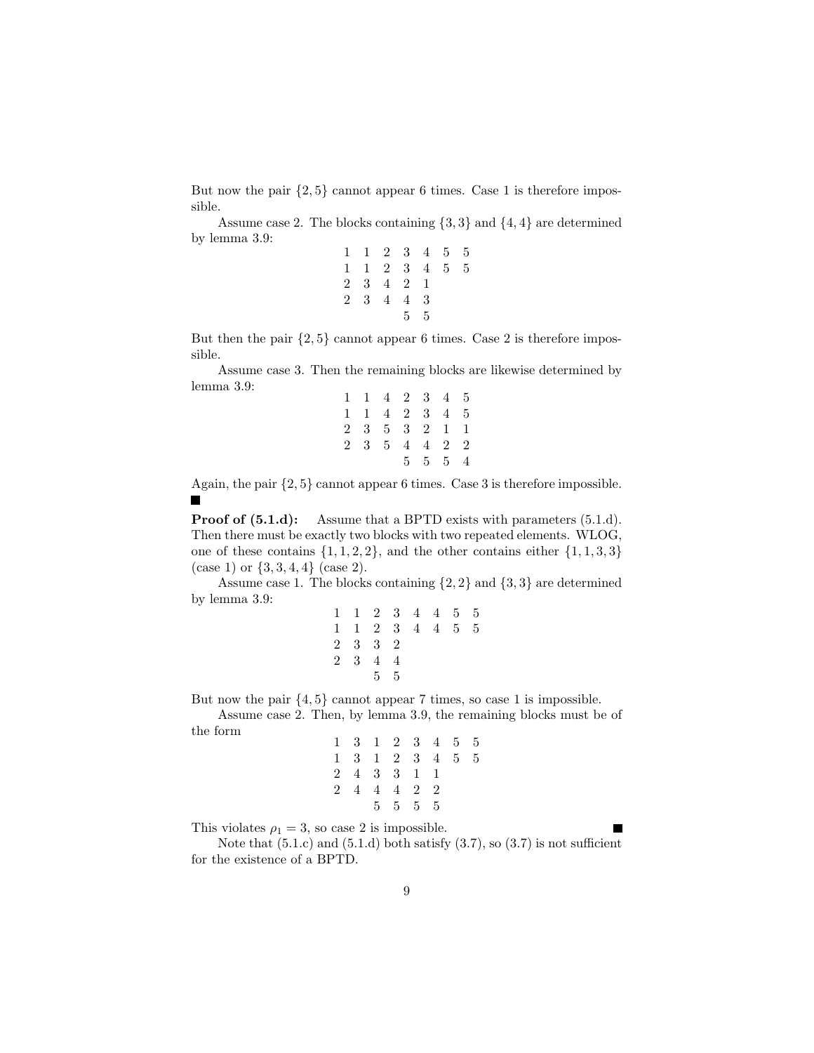But now the pair $\{2,5\}$ cannot appear 6 times. Case 1 is therefore impossible.

Assume case 2. The blocks containing $\{3,3\}$ and $\{4,4\}$ are determined by lemma 3.9:

$$\begin{array}{ccccccc}
1 & 1 & 2 & 3 & 4 & 5 & 5 \\
1 & 1 & 2 & 3 & 4 & 5 & 5 \\
2 & 3 & 4 & 2 & 1 & & \\
2 & 3 & 4 & 4 & 3 & & \\
 & & & 5 & 5 & &
\end{array}$$

But then the pair $\{2,5\}$ cannot appear 6 times. Case 2 is therefore impossible.

Assume case 3. Then the remaining blocks are likewise determined by lemma 3.9:

$$\begin{array}{ccccccc}
1 & 1 & 4 & 2 & 3 & 4 & 5 \\
1 & 1 & 4 & 2 & 3 & 4 & 5 \\
2 & 3 & 5 & 3 & 2 & 1 & 1 \\
2 & 3 & 5 & 4 & 4 & 2 & 2 \\
 & & & 5 & 5 & 5 & 4
\end{array}$$

Again, the pair $\{2,5\}$ cannot appear 6 times. Case 3 is therefore impossible. ■

**Proof of (5.1.d):** Assume that a BPTD exists with parameters (5.1.d). Then there must be exactly two blocks with two repeated elements. WLOG, one of these contains $\{1,1,2,2\}$, and the other contains either $\{1,1,3,3\}$ (case 1) or $\{3,3,4,4\}$ (case 2).

Assume case 1. The blocks containing $\{2,2\}$ and $\{3,3\}$ are determined by lemma 3.9:

$$\begin{array}{cccccccc}
1 & 1 & 2 & 3 & 4 & 4 & 5 & 5 \\
1 & 1 & 2 & 3 & 4 & 4 & 5 & 5 \\
2 & 3 & 3 & 2 & & & & \\
2 & 3 & 4 & 4 & & & & \\
 & & 5 & 5 & & & &
\end{array}$$

But now the pair $\{4,5\}$ cannot appear 7 times, so case 1 is impossible.

Assume case 2. Then, by lemma 3.9, the remaining blocks must be of the form

$$\begin{array}{cccccccc}
1 & 3 & 1 & 2 & 3 & 4 & 5 & 5 \\
1 & 3 & 1 & 2 & 3 & 4 & 5 & 5 \\
2 & 4 & 3 & 3 & 1 & 1 & & \\
2 & 4 & 4 & 4 & 2 & 2 & & \\
 & & 5 & 5 & 5 & 5 & &
\end{array}$$

This violates $\rho_1 = 3$, so case 2 is impossible. ■

Note that (5.1.c) and (5.1.d) both satisfy (3.7), so (3.7) is not sufficient for the existence of a BPTD.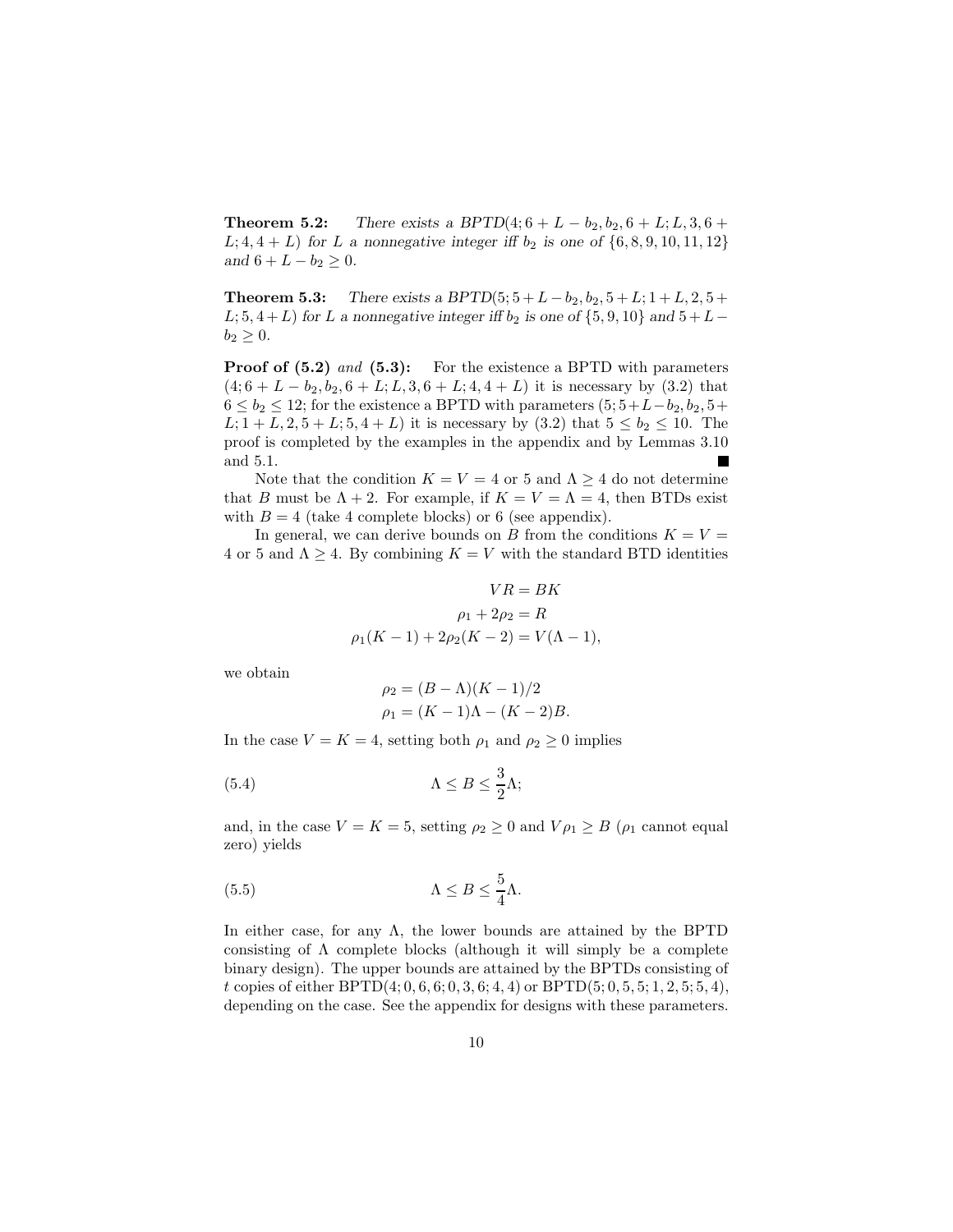**Theorem 5.2:** *There exists a BPTD*$(4; 6+L-b_2, b_2, 6+L; L, 3, 6+L; 4, 4+L)$ *for $L$ a nonnegative integer iff $b_2$ is one of $\{6, 8, 9, 10, 11, 12\}$ and $6+L-b_2 \geq 0$.*

**Theorem 5.3:** *There exists a BPTD*$(5; 5+L-b_2, b_2, 5+L; 1+L, 2, 5+L; 5, 4+L)$ *for $L$ a nonnegative integer iff $b_2$ is one of $\{5, 9, 10\}$ and $5+L-b_2 \geq 0$.*

**Proof of (5.2)** *and* **(5.3):** For the existence a BPTD with parameters $(4; 6+L-b_2, b_2, 6+L; L, 3, 6+L; 4, 4+L)$ it is necessary by (3.2) that $6 \leq b_2 \leq 12$; for the existence a BPTD with parameters $(5; 5+L-b_2, b_2, 5+L; 1+L, 2, 5+L; 5, 4+L)$ it is necessary by (3.2) that $5 \leq b_2 \leq 10$. The proof is completed by the examples in the appendix and by Lemmas 3.10 and 5.1. ■

Note that the condition $K = V = 4$ or 5 and $\Lambda \geq 4$ do not determine that $B$ must be $\Lambda + 2$. For example, if $K = V = \Lambda = 4$, then BTDs exist with $B = 4$ (take 4 complete blocks) or 6 (see appendix).

In general, we can derive bounds on $B$ from the conditions $K = V = 4$ or 5 and $\Lambda \geq 4$. By combining $K = V$ with the standard BTD identities

$$VR = BK$$

$$\rho_1 + 2\rho_2 = R$$

$$\rho_1(K-1) + 2\rho_2(K-2) = V(\Lambda - 1),$$

we obtain

$$\rho_2 = (B - \Lambda)(K-1)/2$$

$$\rho_1 = (K-1)\Lambda - (K-2)B.$$

In the case $V = K = 4$, setting both $\rho_1$ and $\rho_2 \geq 0$ implies

$$\Lambda \leq B \leq \frac{3}{2}\Lambda; \tag{5.4}$$

and, in the case $V = K = 5$, setting $\rho_2 \geq 0$ and $V\rho_1 \geq B$ ($\rho_1$ cannot equal zero) yields

$$\Lambda \leq B \leq \frac{5}{4}\Lambda. \tag{5.5}$$

In either case, for any $\Lambda$, the lower bounds are attained by the BPTD consisting of $\Lambda$ complete blocks (although it will simply be a complete binary design). The upper bounds are attained by the BPTDs consisting of $t$ copies of either BPTD$(4; 0, 6, 6; 0, 3, 6; 4, 4)$ or BPTD$(5; 0, 5, 5; 1, 2, 5; 5, 4)$, depending on the case. See the appendix for designs with these parameters.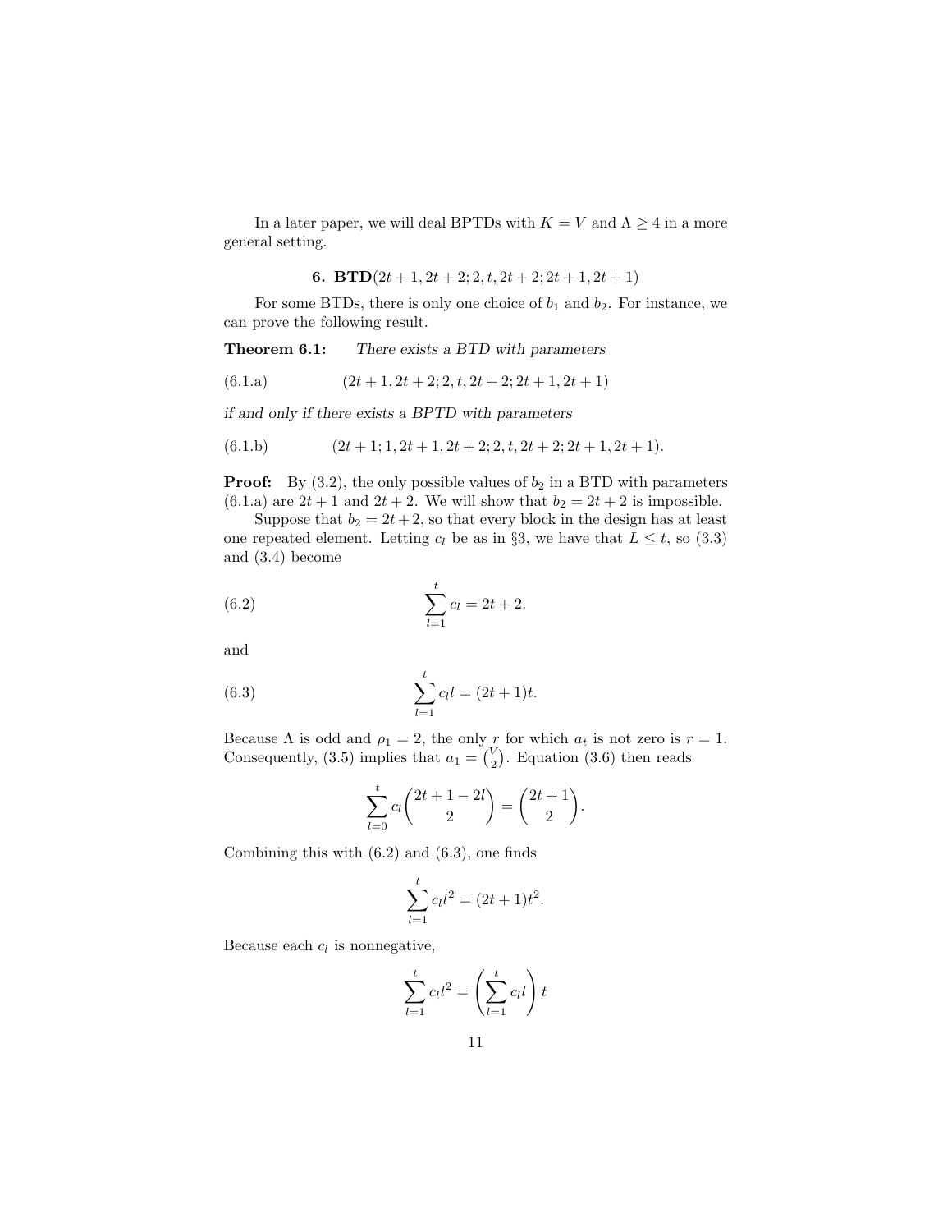In a later paper, we will deal BPTDs with $K = V$ and $\Lambda \geq 4$ in a more general setting.

## 6. BTD$(2t+1, 2t+2; 2, t, 2t+2; 2t+1, 2t+1)$

For some BTDs, there is only one choice of $b_1$ and $b_2$. For instance, we can prove the following result.

**Theorem 6.1:** *There exists a BTD with parameters*

$$(2t+1, 2t+2; 2, t, 2t+2; 2t+1, 2t+1) \tag{6.1.a}$$

*if and only if there exists a BPTD with parameters*

$$(2t+1; 1, 2t+1, 2t+2; 2, t, 2t+2; 2t+1, 2t+1). \tag{6.1.b}$$

**Proof:** By (3.2), the only possible values of $b_2$ in a BTD with parameters (6.1.a) are $2t+1$ and $2t+2$. We will show that $b_2 = 2t+2$ is impossible.

Suppose that $b_2 = 2t+2$, so that every block in the design has at least one repeated element. Letting $c_l$ be as in §3, we have that $L \leq t$, so (3.3) and (3.4) become

$$\sum_{l=1}^{t} c_l = 2t+2. \tag{6.2}$$

and

$$\sum_{l=1}^{t} c_l l = (2t+1)t. \tag{6.3}$$

Because $\Lambda$ is odd and $\rho_1 = 2$, the only $r$ for which $a_t$ is not zero is $r = 1$. Consequently, (3.5) implies that $a_1 = \binom{V}{2}$. Equation (3.6) then reads

$$\sum_{l=0}^{t} c_l \binom{2t+1-2l}{2} = \binom{2t+1}{2}.$$

Combining this with (6.2) and (6.3), one finds

$$\sum_{l=1}^{t} c_l l^2 = (2t+1)t^2.$$

Because each $c_l$ is nonnegative,

$$\sum_{l=1}^{t} c_l l^2 = \left(\sum_{l=1}^{t} c_l l\right) t$$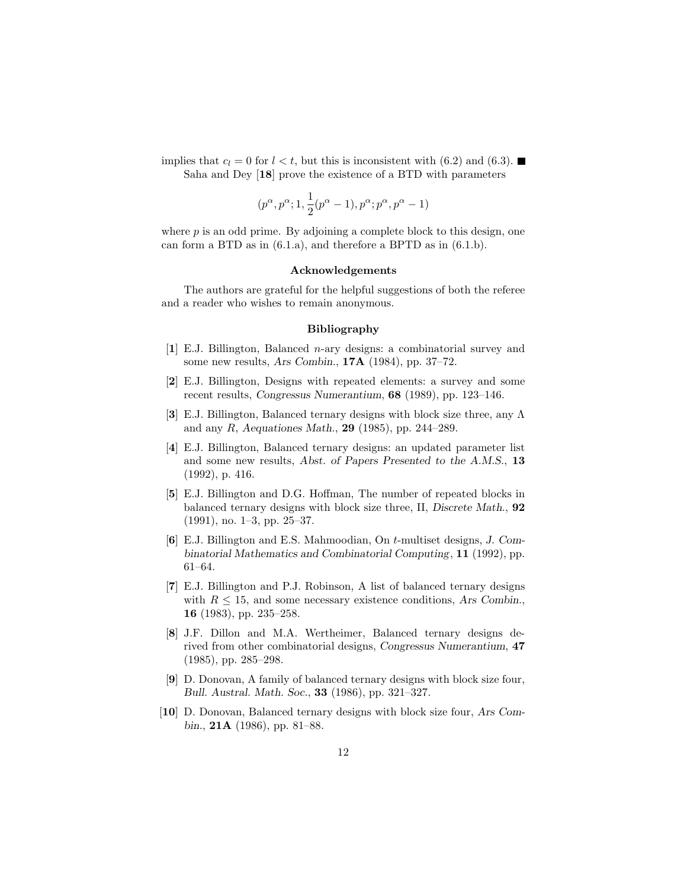implies that $c_l = 0$ for $l < t$, but this is inconsistent with (6.2) and (6.3). ■

Saha and Dey [**18**] prove the existence of a BTD with parameters

$$(p^\alpha, p^\alpha; 1, \frac{1}{2}(p^\alpha - 1), p^\alpha; p^\alpha, p^\alpha - 1)$$

where $p$ is an odd prime. By adjoining a complete block to this design, one can form a BTD as in (6.1.a), and therefore a BPTD as in (6.1.b).

### Acknowledgements

The authors are grateful for the helpful suggestions of both the referee and a reader who wishes to remain anonymous.

### Bibliography

[**1**] E.J. Billington, Balanced $n$-ary designs: a combinatorial survey and some new results, *Ars Combin.*, **17A** (1984), pp. 37–72.

[**2**] E.J. Billington, Designs with repeated elements: a survey and some recent results, *Congressus Numerantium*, **68** (1989), pp. 123–146.

[**3**] E.J. Billington, Balanced ternary designs with block size three, any $\Lambda$ and any $R$, *Aequationes Math.*, **29** (1985), pp. 244–289.

[**4**] E.J. Billington, Balanced ternary designs: an updated parameter list and some new results, *Abst. of Papers Presented to the A.M.S.*, **13** (1992), p. 416.

[**5**] E.J. Billington and D.G. Hoffman, The number of repeated blocks in balanced ternary designs with block size three, II, *Discrete Math.*, **92** (1991), no. 1–3, pp. 25–37.

[**6**] E.J. Billington and E.S. Mahmoodian, On $t$-multiset designs, *J. Combinatorial Mathematics and Combinatorial Computing*, **11** (1992), pp. 61–64.

[**7**] E.J. Billington and P.J. Robinson, A list of balanced ternary designs with $R \leq 15$, and some necessary existence conditions, *Ars Combin.*, **16** (1983), pp. 235–258.

[**8**] J.F. Dillon and M.A. Wertheimer, Balanced ternary designs derived from other combinatorial designs, *Congressus Numerantium*, **47** (1985), pp. 285–298.

[**9**] D. Donovan, A family of balanced ternary designs with block size four, *Bull. Austral. Math. Soc.*, **33** (1986), pp. 321–327.

[**10**] D. Donovan, Balanced ternary designs with block size four, *Ars Combin.*, **21A** (1986), pp. 81–88.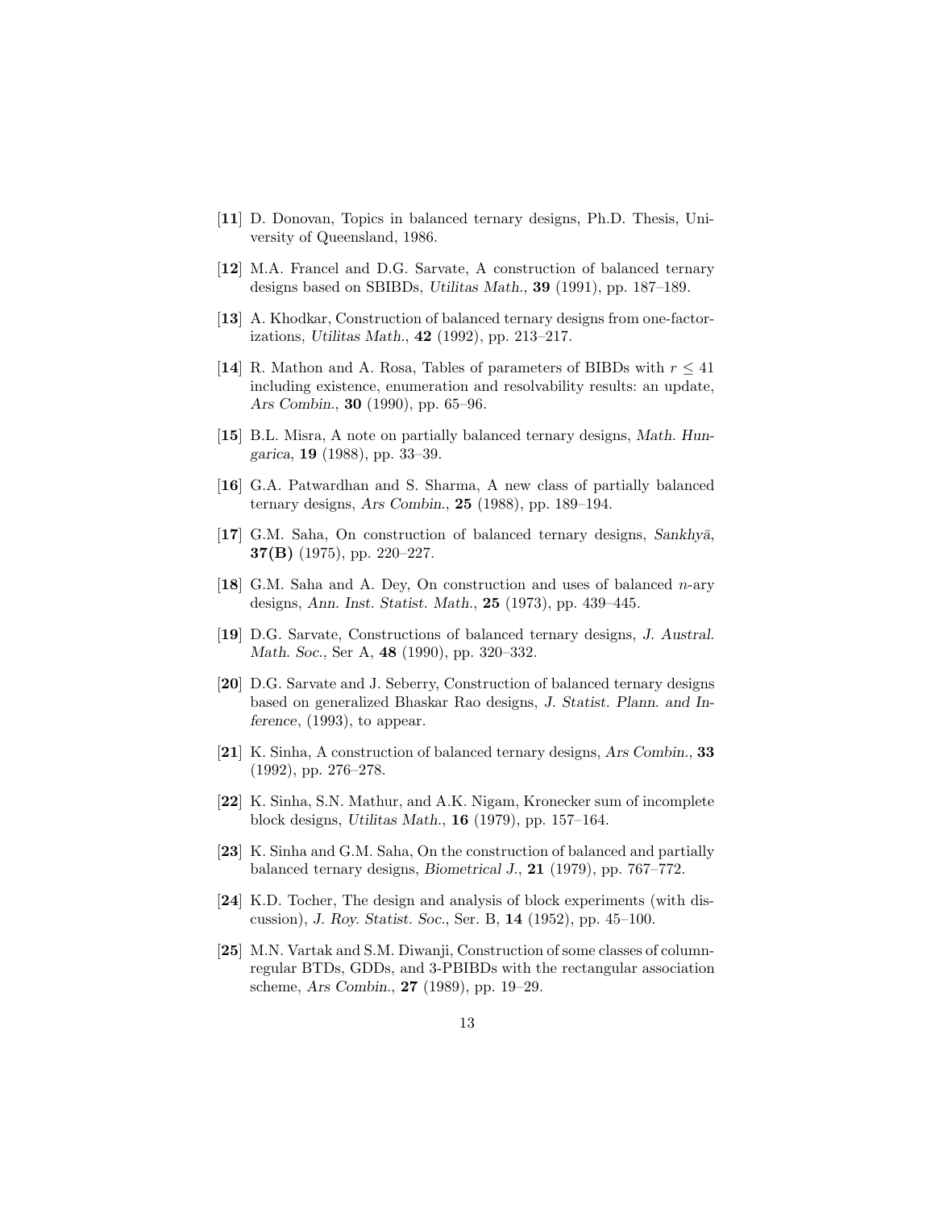[**11**] D. Donovan, Topics in balanced ternary designs, Ph.D. Thesis, University of Queensland, 1986.

[**12**] M.A. Francel and D.G. Sarvate, A construction of balanced ternary designs based on SBIBDs, *Utilitas Math.*, **39** (1991), pp. 187–189.

[**13**] A. Khodkar, Construction of balanced ternary designs from one-factorizations, *Utilitas Math.*, **42** (1992), pp. 213–217.

[**14**] R. Mathon and A. Rosa, Tables of parameters of BIBDs with $r \leq 41$ including existence, enumeration and resolvability results: an update, *Ars Combin.*, **30** (1990), pp. 65–96.

[**15**] B.L. Misra, A note on partially balanced ternary designs, *Math. Hungarica*, **19** (1988), pp. 33–39.

[**16**] G.A. Patwardhan and S. Sharma, A new class of partially balanced ternary designs, *Ars Combin.*, **25** (1988), pp. 189–194.

[**17**] G.M. Saha, On construction of balanced ternary designs, *Sankhyā*, **37(B)** (1975), pp. 220–227.

[**18**] G.M. Saha and A. Dey, On construction and uses of balanced $n$-ary designs, *Ann. Inst. Statist. Math.*, **25** (1973), pp. 439–445.

[**19**] D.G. Sarvate, Constructions of balanced ternary designs, *J. Austral. Math. Soc.*, Ser A, **48** (1990), pp. 320–332.

[**20**] D.G. Sarvate and J. Seberry, Construction of balanced ternary designs based on generalized Bhaskar Rao designs, *J. Statist. Plann. and Inference*, (1993), to appear.

[**21**] K. Sinha, A construction of balanced ternary designs, *Ars Combin.*, **33** (1992), pp. 276–278.

[**22**] K. Sinha, S.N. Mathur, and A.K. Nigam, Kronecker sum of incomplete block designs, *Utilitas Math.*, **16** (1979), pp. 157–164.

[**23**] K. Sinha and G.M. Saha, On the construction of balanced and partially balanced ternary designs, *Biometrical J.*, **21** (1979), pp. 767–772.

[**24**] K.D. Tocher, The design and analysis of block experiments (with discussion), *J. Roy. Statist. Soc.*, Ser. B, **14** (1952), pp. 45–100.

[**25**] M.N. Vartak and S.M. Diwanji, Construction of some classes of column-regular BTDs, GDDs, and 3-PBIBDs with the rectangular association scheme, *Ars Combin.*, **27** (1989), pp. 19–29.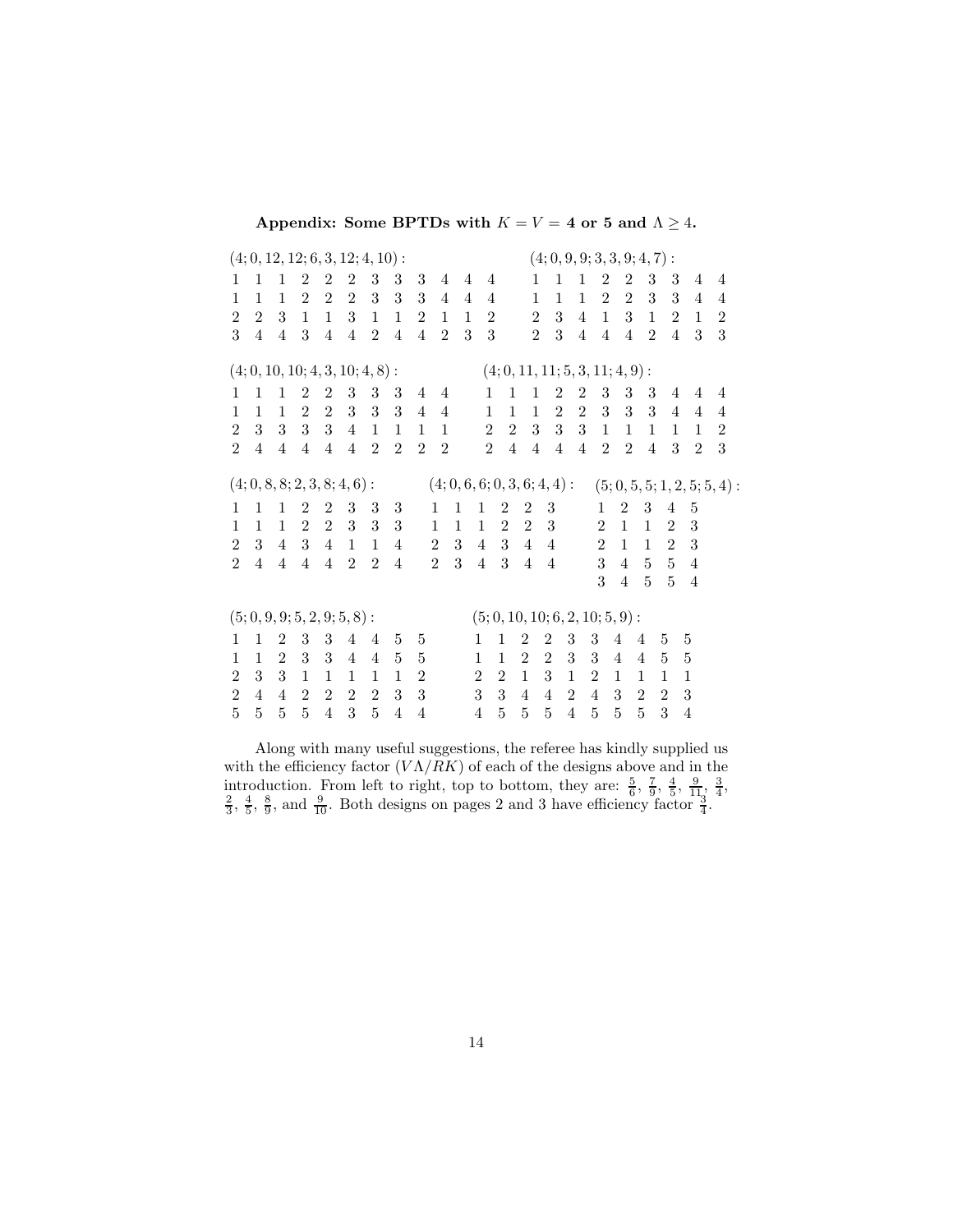### Appendix: Some BPTDs with $K = V = 4$ or $5$ and $\Lambda \geq 4$.

$(4; 0, 12, 12; 6, 3, 12; 4, 10):$

| | | | | | | | | | | | |
|---|---|---|---|---|---|---|---|---|---|---|---|
| 1 | 1 | 1 | 2 | 2 | 2 | 3 | 3 | 3 | 4 | 4 | 4 |
| 1 | 1 | 1 | 2 | 2 | 2 | 3 | 3 | 3 | 4 | 4 | 4 |
| 2 | 2 | 3 | 1 | 1 | 3 | 1 | 1 | 2 | 1 | 1 | 2 |
| 3 | 4 | 4 | 3 | 4 | 4 | 2 | 4 | 4 | 2 | 3 | 3 |

$(4; 0, 9, 9; 3, 3, 9; 4, 7):$

| | | | | | | | | |
|---|---|---|---|---|---|---|---|---|
| 1 | 1 | 1 | 2 | 2 | 3 | 3 | 4 | 4 |
| 1 | 1 | 1 | 2 | 2 | 3 | 3 | 4 | 4 |
| 2 | 3 | 4 | 1 | 3 | 1 | 2 | 1 | 2 |
| 2 | 3 | 4 | 4 | 4 | 2 | 4 | 3 | 3 |

$(4; 0, 10, 10; 4, 3, 10; 4, 8):$

| | | | | | | | | | |
|---|---|---|---|---|---|---|---|---|---|
| 1 | 1 | 1 | 2 | 2 | 3 | 3 | 3 | 4 | 4 |
| 1 | 1 | 1 | 2 | 2 | 3 | 3 | 3 | 4 | 4 |
| 2 | 3 | 3 | 3 | 3 | 4 | 1 | 1 | 1 | 1 |
| 2 | 4 | 4 | 4 | 4 | 4 | 2 | 2 | 2 | 2 |

$(4; 0, 11, 11; 5, 3, 11; 4, 9):$

| | | | | | | | | | | |
|---|---|---|---|---|---|---|---|---|---|---|
| 1 | 1 | 1 | 2 | 2 | 3 | 3 | 3 | 4 | 4 | 4 |
| 1 | 1 | 1 | 2 | 2 | 3 | 3 | 3 | 4 | 4 | 4 |
| 2 | 2 | 3 | 3 | 3 | 1 | 1 | 1 | 1 | 1 | 2 |
| 2 | 4 | 4 | 4 | 4 | 2 | 2 | 4 | 3 | 2 | 3 |

$(4; 0, 8, 8; 2, 3, 8; 4, 6):$

| | | | | | | | |
|---|---|---|---|---|---|---|---|
| 1 | 1 | 1 | 2 | 2 | 3 | 3 | 3 |
| 1 | 1 | 1 | 2 | 2 | 3 | 3 | 3 |
| 2 | 3 | 4 | 3 | 4 | 1 | 1 | 4 |
| 2 | 4 | 4 | 4 | 4 | 2 | 2 | 4 |

$(4; 0, 6, 6; 0, 3, 6; 4, 4):$

| | | | | | |
|---|---|---|---|---|---|
| 1 | 1 | 1 | 2 | 2 | 3 |
| 1 | 1 | 1 | 2 | 2 | 3 |
| 2 | 3 | 4 | 3 | 4 | 4 |
| 2 | 3 | 4 | 3 | 4 | 4 |

$(5; 0, 5, 5; 1, 2, 5; 5, 4):$

| | | | | |
|---|---|---|---|---|
| 1 | 2 | 3 | 4 | 5 |
| 2 | 1 | 1 | 2 | 3 |
| 2 | 1 | 1 | 2 | 3 |
| 3 | 4 | 5 | 5 | 4 |
| 3 | 4 | 5 | 5 | 4 |

$(5; 0, 9, 9; 5, 2, 9; 5, 8):$

| | | | | | | | | |
|---|---|---|---|---|---|---|---|---|
| 1 | 1 | 2 | 3 | 3 | 4 | 4 | 5 | 5 |
| 1 | 1 | 2 | 3 | 3 | 4 | 4 | 5 | 5 |
| 2 | 3 | 3 | 1 | 1 | 1 | 1 | 1 | 2 |
| 2 | 4 | 4 | 2 | 2 | 2 | 2 | 3 | 3 |
| 5 | 5 | 5 | 5 | 4 | 3 | 5 | 4 | 4 |

$(5; 0, 10, 10; 6, 2, 10; 5, 9):$

| | | | | | | | | | |
|---|---|---|---|---|---|---|---|---|---|
| 1 | 1 | 2 | 2 | 3 | 3 | 4 | 4 | 5 | 5 |
| 1 | 1 | 2 | 2 | 3 | 3 | 4 | 4 | 5 | 5 |
| 2 | 2 | 1 | 3 | 1 | 2 | 1 | 1 | 1 | 1 |
| 3 | 3 | 4 | 4 | 2 | 4 | 3 | 2 | 2 | 3 |
| 4 | 5 | 5 | 5 | 4 | 5 | 5 | 5 | 3 | 4 |

Along with many useful suggestions, the referee has kindly supplied us with the efficiency factor $(V\Lambda/RK)$ of each of the designs above and in the introduction. From left to right, top to bottom, they are: $\frac{5}{6}$, $\frac{7}{9}$, $\frac{4}{5}$, $\frac{9}{11}$, $\frac{3}{4}$, $\frac{2}{3}$, $\frac{4}{5}$, $\frac{8}{9}$, and $\frac{9}{10}$. Both designs on pages 2 and 3 have efficiency factor $\frac{3}{4}$.